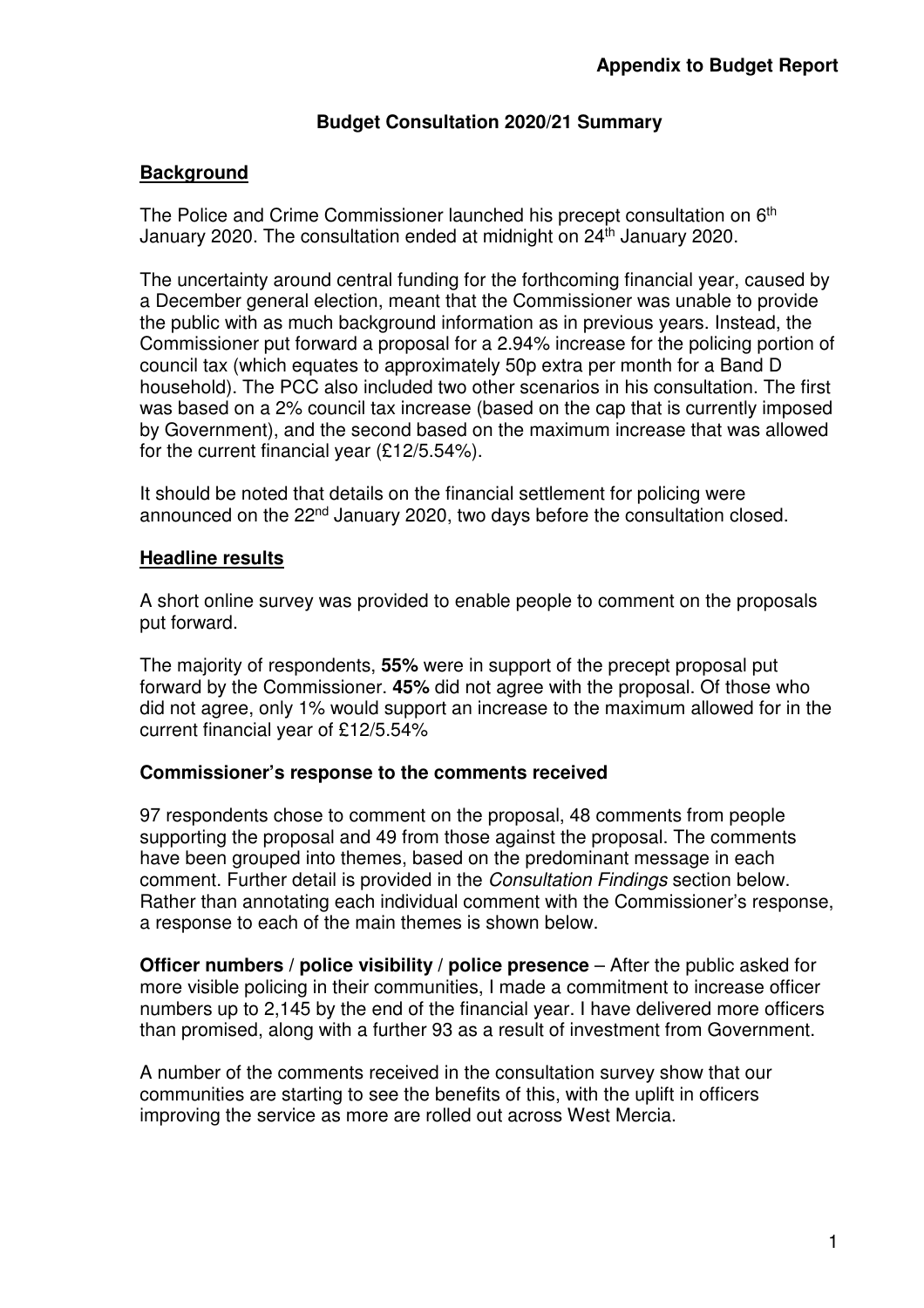**Appendix to Budget Report**

# Budget Consultation 2020/21 Summary

## Background

The Police and Crime Commissioner launched his precept consultation on 6th January 2020. The consultation ended at midnight on 24th January 2020.

The uncertainty around central funding for the forthcoming financial year, caused by a December general election, meant that the Commissioner was unable to provide the public with as much background information as in previous years. Instead, the Commissioner put forward a proposal for a 2.94% increase for the policing portion of council tax (which equates to approximately 50p extra per month for a Band D household). The PCC also included two other scenarios in his consultation. The first was based on a 2% council tax increase (based on the cap that is currently imposed by Government), and the second based on the maximum increase that was allowed for the current financial year (£12/5.54%).

It should be noted that details on the financial settlement for policing were announced on the 22nd January 2020, two days before the consultation closed.

## Headline results

A short online survey was provided to enable people to comment on the proposals put forward.

The majority of respondents, **55%** were in support of the precept proposal put forward by the Commissioner. **45%** did not agree with the proposal. Of those who did not agree, only 1% would support an increase to the maximum allowed for in the current financial year of £12/5.54%

### Commissioner's response to the comments received

97 respondents chose to comment on the proposal, 48 comments from people supporting the proposal and 49 from those against the proposal. The comments have been grouped into themes, based on the predominant message in each comment. Further detail is provided in the *Consultation Findings* section below. Rather than annotating each individual comment with the Commissioner's response, a response to each of the main themes is shown below.

**Officer numbers / police visibility / police presence** – After the public asked for more visible policing in their communities, I made a commitment to increase officer numbers up to 2,145 by the end of the financial year. I have delivered more officers than promised, along with a further 93 as a result of investment from Government.

A number of the comments received in the consultation survey show that our communities are starting to see the benefits of this, with the uplift in officers improving the service as more are rolled out across West Mercia.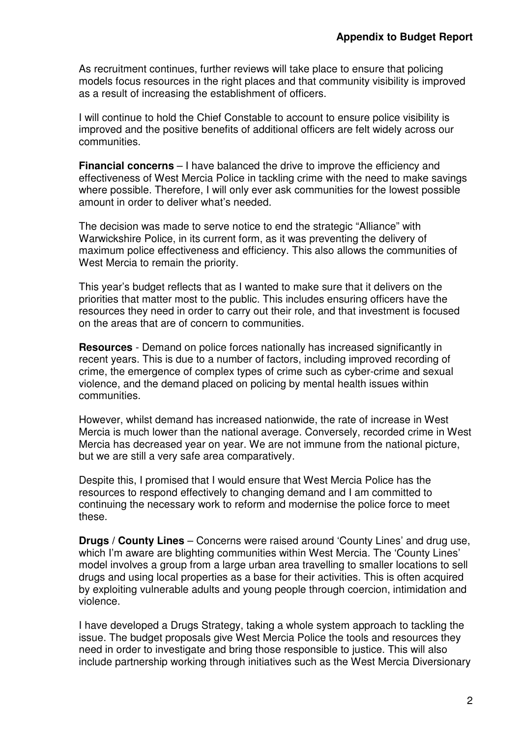As recruitment continues, further reviews will take place to ensure that policing models focus resources in the right places and that community visibility is improved as a result of increasing the establishment of officers.

I will continue to hold the Chief Constable to account to ensure police visibility is improved and the positive benefits of additional officers are felt widely across our communities.

**Financial concerns** – I have balanced the drive to improve the efficiency and effectiveness of West Mercia Police in tackling crime with the need to make savings where possible. Therefore, I will only ever ask communities for the lowest possible amount in order to deliver what's needed.

The decision was made to serve notice to end the strategic "Alliance" with Warwickshire Police, in its current form, as it was preventing the delivery of maximum police effectiveness and efficiency. This also allows the communities of West Mercia to remain the priority.

This year's budget reflects that as I wanted to make sure that it delivers on the priorities that matter most to the public. This includes ensuring officers have the resources they need in order to carry out their role, and that investment is focused on the areas that are of concern to communities.

**Resources** - Demand on police forces nationally has increased significantly in recent years. This is due to a number of factors, including improved recording of crime, the emergence of complex types of crime such as cyber-crime and sexual violence, and the demand placed on policing by mental health issues within communities.

However, whilst demand has increased nationwide, the rate of increase in West Mercia is much lower than the national average. Conversely, recorded crime in West Mercia has decreased year on year. We are not immune from the national picture, but we are still a very safe area comparatively.

Despite this, I promised that I would ensure that West Mercia Police has the resources to respond effectively to changing demand and I am committed to continuing the necessary work to reform and modernise the police force to meet these.

**Drugs / County Lines** – Concerns were raised around 'County Lines' and drug use, which I'm aware are blighting communities within West Mercia. The 'County Lines' model involves a group from a large urban area travelling to smaller locations to sell drugs and using local properties as a base for their activities. This is often acquired by exploiting vulnerable adults and young people through coercion, intimidation and violence.

I have developed a Drugs Strategy, taking a whole system approach to tackling the issue. The budget proposals give West Mercia Police the tools and resources they need in order to investigate and bring those responsible to justice. This will also include partnership working through initiatives such as the West Mercia Diversionary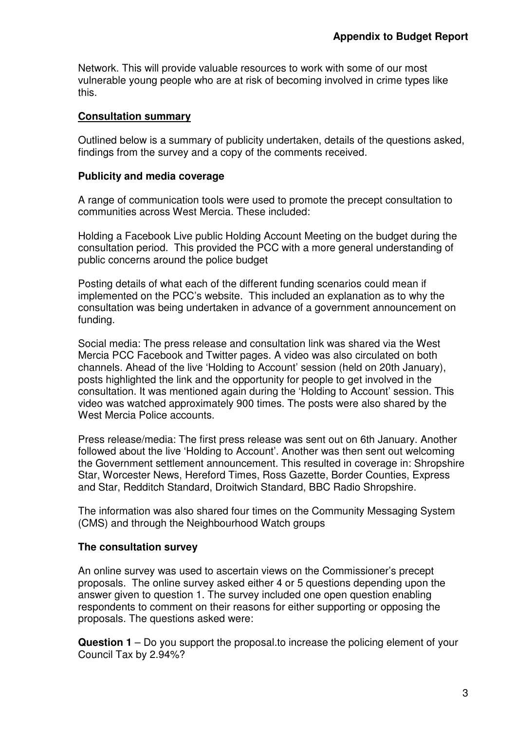Network. This will provide valuable resources to work with some of our most vulnerable young people who are at risk of becoming involved in crime types like this.

## Consultation summary

Outlined below is a summary of publicity undertaken, details of the questions asked, findings from the survey and a copy of the comments received.

### Publicity and media coverage

A range of communication tools were used to promote the precept consultation to communities across West Mercia. These included:

Holding a Facebook Live public Holding Account Meeting on the budget during the consultation period. This provided the PCC with a more general understanding of public concerns around the police budget

Posting details of what each of the different funding scenarios could mean if implemented on the PCC's website. This included an explanation as to why the consultation was being undertaken in advance of a government announcement on funding.

Social media: The press release and consultation link was shared via the West Mercia PCC Facebook and Twitter pages. A video was also circulated on both channels. Ahead of the live 'Holding to Account' session (held on 20th January), posts highlighted the link and the opportunity for people to get involved in the consultation. It was mentioned again during the 'Holding to Account' session. This video was watched approximately 900 times. The posts were also shared by the West Mercia Police accounts.

Press release/media: The first press release was sent out on 6th January. Another followed about the live 'Holding to Account'. Another was then sent out welcoming the Government settlement announcement. This resulted in coverage in: Shropshire Star, Worcester News, Hereford Times, Ross Gazette, Border Counties, Express and Star, Redditch Standard, Droitwich Standard, BBC Radio Shropshire.

The information was also shared four times on the Community Messaging System (CMS) and through the Neighbourhood Watch groups

### The consultation survey

An online survey was used to ascertain views on the Commissioner's precept proposals. The online survey asked either 4 or 5 questions depending upon the answer given to question 1. The survey included one open question enabling respondents to comment on their reasons for either supporting or opposing the proposals. The questions asked were:

**Question 1** – Do you support the proposal.to increase the policing element of your Council Tax by 2.94%?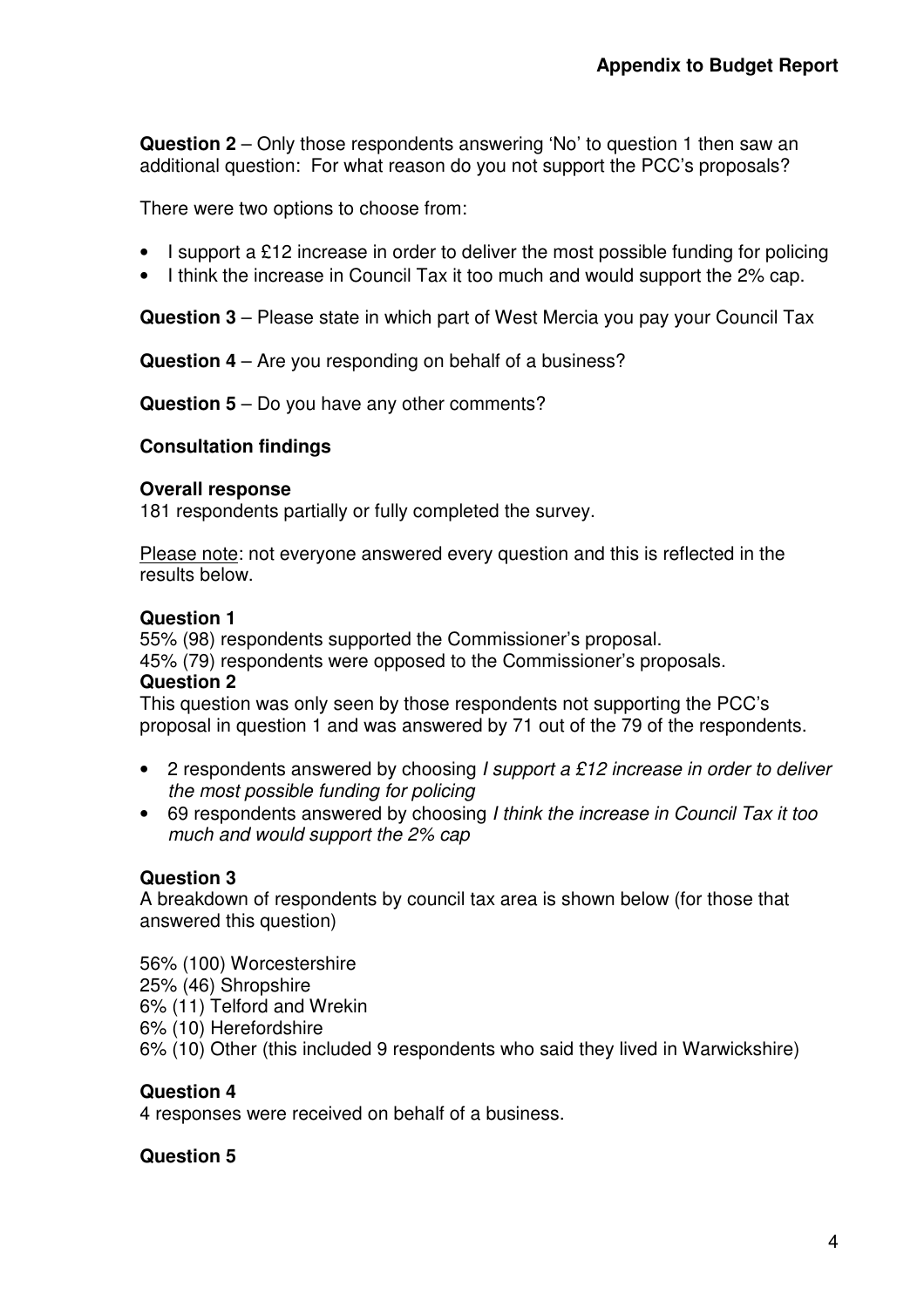**Question 2** – Only those respondents answering 'No' to question 1 then saw an additional question: For what reason do you not support the PCC's proposals?

There were two options to choose from:

- I support a £12 increase in order to deliver the most possible funding for policing
- I think the increase in Council Tax it too much and would support the 2% cap.

**Question 3** – Please state in which part of West Mercia you pay your Council Tax

**Question 4** – Are you responding on behalf of a business?

**Question 5** – Do you have any other comments?

**Consultation findings**

**Overall response**
181 respondents partially or fully completed the survey.

Please note: not everyone answered every question and this is reflected in the results below.

**Question 1**
55% (98) respondents supported the Commissioner's proposal.
45% (79) respondents were opposed to the Commissioner's proposals.

**Question 2**
This question was only seen by those respondents not supporting the PCC's proposal in question 1 and was answered by 71 out of the 79 of the respondents.

- 2 respondents answered by choosing *I support a £12 increase in order to deliver the most possible funding for policing*
- 69 respondents answered by choosing *I think the increase in Council Tax it too much and would support the 2% cap*

**Question 3**
A breakdown of respondents by council tax area is shown below (for those that answered this question)

56% (100) Worcestershire
25% (46) Shropshire
6% (11) Telford and Wrekin
6% (10) Herefordshire
6% (10) Other (this included 9 respondents who said they lived in Warwickshire)

**Question 4**
4 responses were received on behalf of a business.

**Question 5**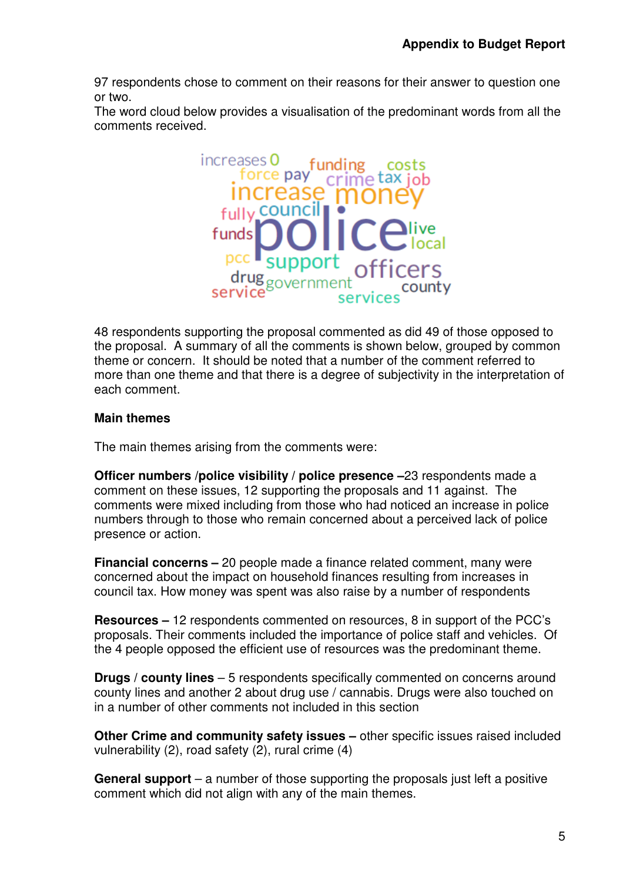97 respondents chose to comment on their reasons for their answer to question one or two.
The word cloud below provides a visualisation of the predominant words from all the comments received.

48 respondents supporting the proposal commented as did 49 of those opposed to the proposal. A summary of all the comments is shown below, grouped by common theme or concern. It should be noted that a number of the comment referred to more than one theme and that there is a degree of subjectivity in the interpretation of each comment.

**Main themes**

The main themes arising from the comments were:

**Officer numbers /police visibility / police presence –**23 respondents made a comment on these issues, 12 supporting the proposals and 11 against. The comments were mixed including from those who had noticed an increase in police numbers through to those who remain concerned about a perceived lack of police presence or action.

**Financial concerns –** 20 people made a finance related comment, many were concerned about the impact on household finances resulting from increases in council tax. How money was spent was also raise by a number of respondents

**Resources –** 12 respondents commented on resources, 8 in support of the PCC's proposals. Their comments included the importance of police staff and vehicles. Of the 4 people opposed the efficient use of resources was the predominant theme.

**Drugs** / **county lines** – 5 respondents specifically commented on concerns around county lines and another 2 about drug use / cannabis. Drugs were also touched on in a number of other comments not included in this section

**Other Crime and community safety issues –** other specific issues raised included vulnerability (2), road safety (2), rural crime (4)

**General support** – a number of those supporting the proposals just left a positive comment which did not align with any of the main themes.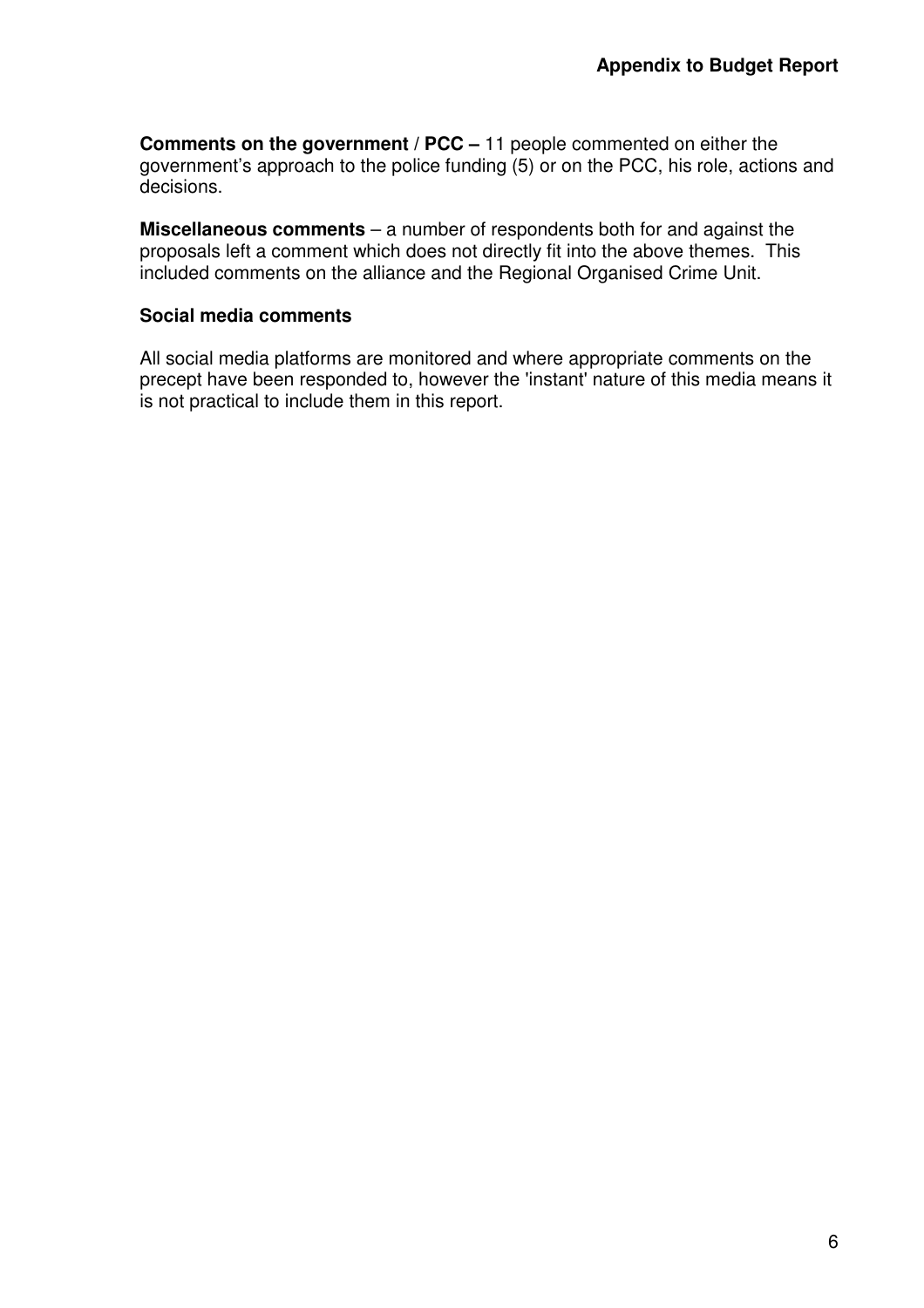**Comments on the government / PCC –** 11 people commented on either the government's approach to the police funding (5) or on the PCC, his role, actions and decisions.

**Miscellaneous comments** – a number of respondents both for and against the proposals left a comment which does not directly fit into the above themes. This included comments on the alliance and the Regional Organised Crime Unit.

**Social media comments**

All social media platforms are monitored and where appropriate comments on the precept have been responded to, however the 'instant' nature of this media means it is not practical to include them in this report.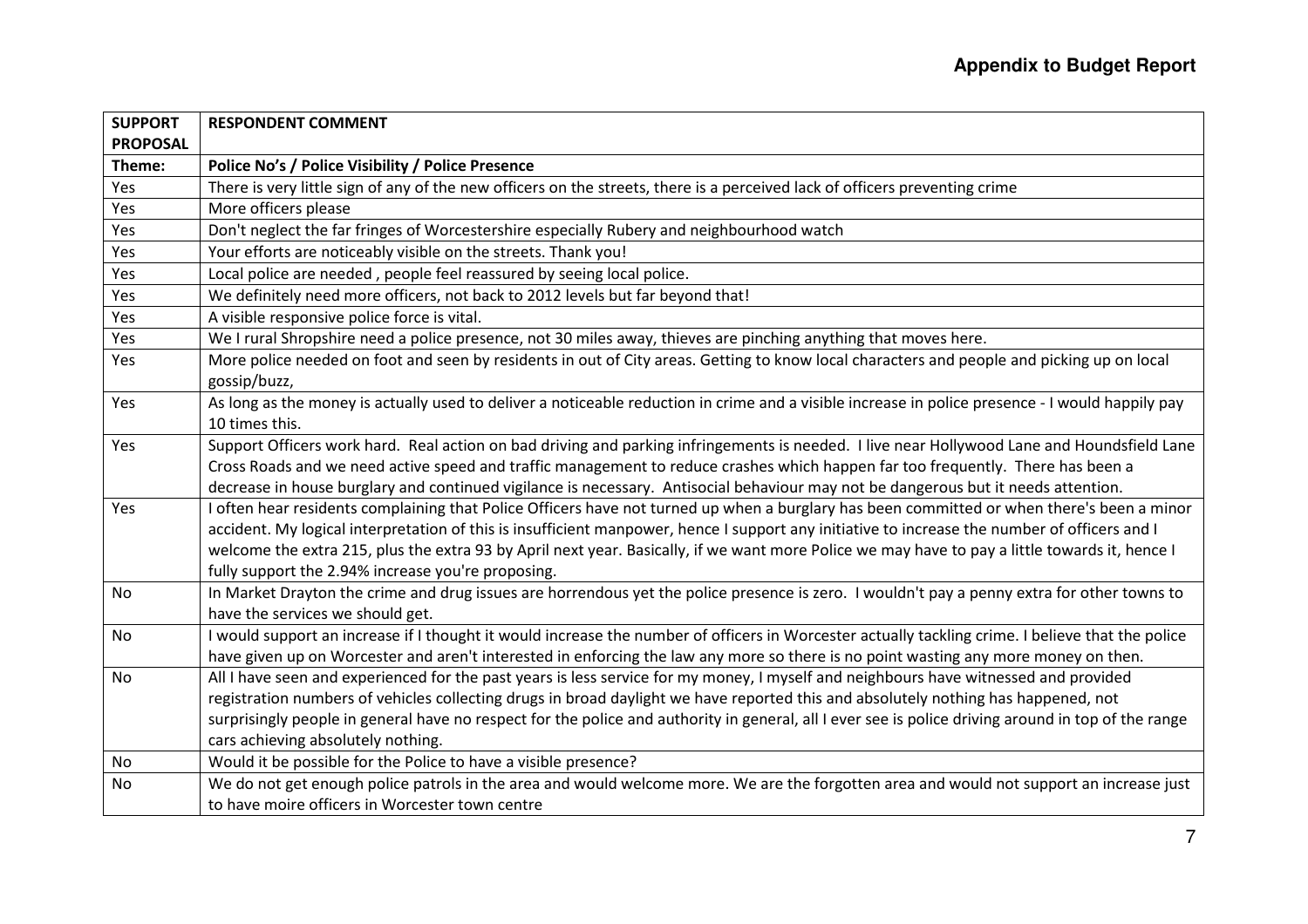## Appendix to Budget Report

| SUPPORT PROPOSAL | RESPONDENT COMMENT |
|---|---|
| **Theme:** | **Police No's / Police Visibility / Police Presence** |
| Yes | There is very little sign of any of the new officers on the streets, there is a perceived lack of officers preventing crime |
| Yes | More officers please |
| Yes | Don't neglect the far fringes of Worcestershire especially Rubery and neighbourhood watch |
| Yes | Your efforts are noticeably visible on the streets. Thank you! |
| Yes | Local police are needed , people feel reassured by seeing local police. |
| Yes | We definitely need more officers, not back to 2012 levels but far beyond that! |
| Yes | A visible responsive police force is vital. |
| Yes | We I rural Shropshire need a police presence, not 30 miles away, thieves are pinching anything that moves here. |
| Yes | More police needed on foot and seen by residents in out of City areas. Getting to know local characters and people and picking up on local gossip/buzz, |
| Yes | As long as the money is actually used to deliver a noticeable reduction in crime and a visible increase in police presence - I would happily pay 10 times this. |
| Yes | Support Officers work hard. Real action on bad driving and parking infringements is needed. I live near Hollywood Lane and Houndsfield Lane Cross Roads and we need active speed and traffic management to reduce crashes which happen far too frequently. There has been a decrease in house burglary and continued vigilance is necessary. Antisocial behaviour may not be dangerous but it needs attention. |
| Yes | I often hear residents complaining that Police Officers have not turned up when a burglary has been committed or when there's been a minor accident. My logical interpretation of this is insufficient manpower, hence I support any initiative to increase the number of officers and I welcome the extra 215, plus the extra 93 by April next year. Basically, if we want more Police we may have to pay a little towards it, hence I fully support the 2.94% increase you're proposing. |
| No | In Market Drayton the crime and drug issues are horrendous yet the police presence is zero. I wouldn't pay a penny extra for other towns to have the services we should get. |
| No | I would support an increase if I thought it would increase the number of officers in Worcester actually tackling crime. I believe that the police have given up on Worcester and aren't interested in enforcing the law any more so there is no point wasting any more money on then. |
| No | All I have seen and experienced for the past years is less service for my money, I myself and neighbours have witnessed and provided registration numbers of vehicles collecting drugs in broad daylight we have reported this and absolutely nothing has happened, not surprisingly people in general have no respect for the police and authority in general, all I ever see is police driving around in top of the range cars achieving absolutely nothing. |
| No | Would it be possible for the Police to have a visible presence? |
| No | We do not get enough police patrols in the area and would welcome more. We are the forgotten area and would not support an increase just to have moire officers in Worcester town centre |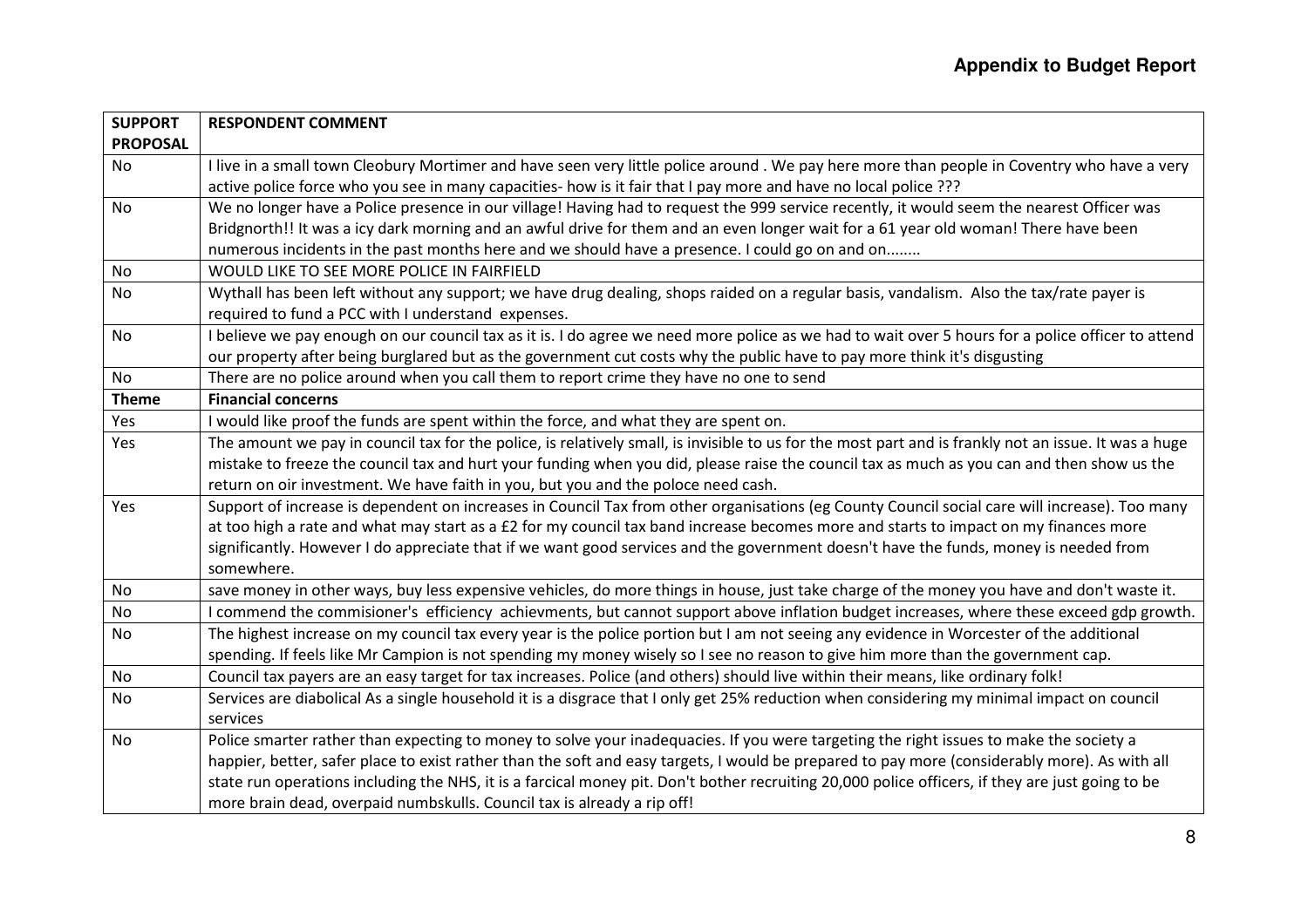| SUPPORT PROPOSAL | RESPONDENT COMMENT |
|---|---|
| No | I live in a small town Cleobury Mortimer and have seen very little police around . We pay here more than people in Coventry who have a very active police force who you see in many capacities- how is it fair that I pay more and have no local police ??? |
| No | We no longer have a Police presence in our village! Having had to request the 999 service recently, it would seem the nearest Officer was Bridgnorth!! It was a icy dark morning and an awful drive for them and an even longer wait for a 61 year old woman! There have been numerous incidents in the past months here and we should have a presence. I could go on and on........ |
| No | WOULD LIKE TO SEE MORE POLICE IN FAIRFIELD |
| No | Wythall has been left without any support; we have drug dealing, shops raided on a regular basis, vandalism. Also the tax/rate payer is required to fund a PCC with I understand expenses. |
| No | I believe we pay enough on our council tax as it is. I do agree we need more police as we had to wait over 5 hours for a police officer to attend our property after being burglared but as the government cut costs why the public have to pay more think it's disgusting |
| No | There are no police around when you call them to report crime they have no one to send |
| **Theme** | **Financial concerns** |
| Yes | I would like proof the funds are spent within the force, and what they are spent on. |
| Yes | The amount we pay in council tax for the police, is relatively small, is invisible to us for the most part and is frankly not an issue. It was a huge mistake to freeze the council tax and hurt your funding when you did, please raise the council tax as much as you can and then show us the return on oir investment. We have faith in you, but you and the poloce need cash. |
| Yes | Support of increase is dependent on increases in Council Tax from other organisations (eg County Council social care will increase). Too many at too high a rate and what may start as a £2 for my council tax band increase becomes more and starts to impact on my finances more significantly. However I do appreciate that if we want good services and the government doesn't have the funds, money is needed from somewhere. |
| No | save money in other ways, buy less expensive vehicles, do more things in house, just take charge of the money you have and don't waste it. |
| No | I commend the commisioner's efficiency achievments, but cannot support above inflation budget increases, where these exceed gdp growth. |
| No | The highest increase on my council tax every year is the police portion but I am not seeing any evidence in Worcester of the additional spending. If feels like Mr Campion is not spending my money wisely so I see no reason to give him more than the government cap. |
| No | Council tax payers are an easy target for tax increases. Police (and others) should live within their means, like ordinary folk! |
| No | Services are diabolical As a single household it is a disgrace that I only get 25% reduction when considering my minimal impact on council services |
| No | Police smarter rather than expecting to money to solve your inadequacies. If you were targeting the right issues to make the society a happier, better, safer place to exist rather than the soft and easy targets, I would be prepared to pay more (considerably more). As with all state run operations including the NHS, it is a farcical money pit. Don't bother recruiting 20,000 police officers, if they are just going to be more brain dead, overpaid numbskulls. Council tax is already a rip off! |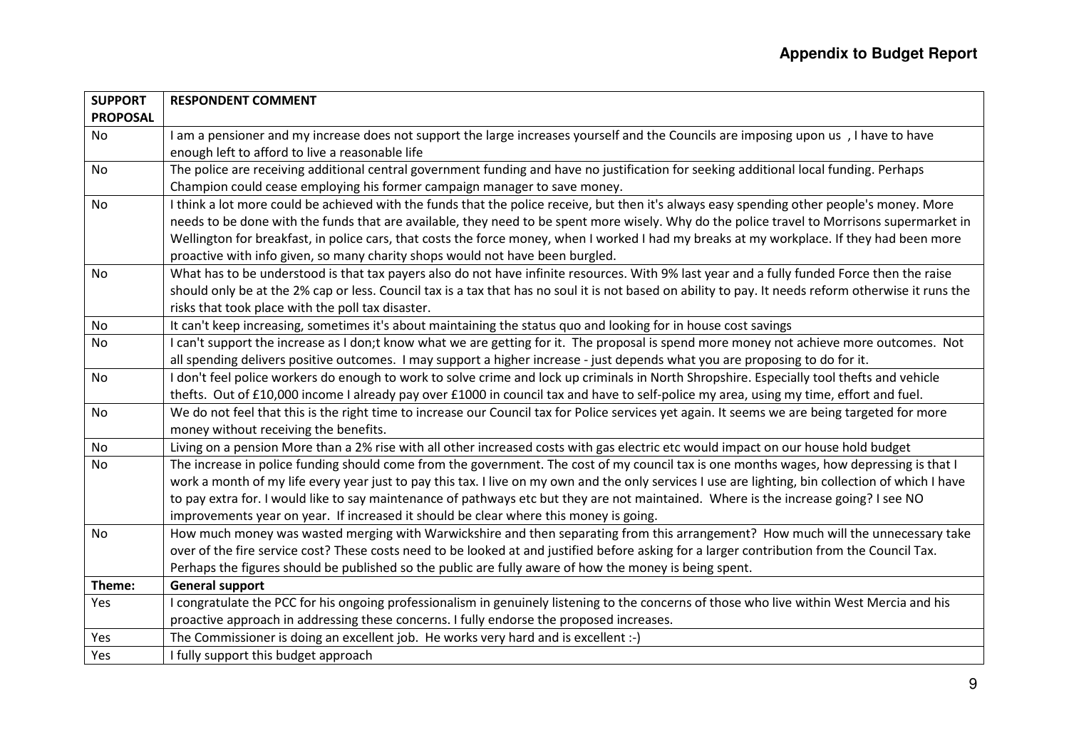| SUPPORT PROPOSAL | RESPONDENT COMMENT |
|---|---|
| No | I am a pensioner and my increase does not support the large increases yourself and the Councils are imposing upon us , I have to have enough left to afford to live a reasonable life |
| No | The police are receiving additional central government funding and have no justification for seeking additional local funding. Perhaps Champion could cease employing his former campaign manager to save money. |
| No | I think a lot more could be achieved with the funds that the police receive, but then it's always easy spending other people's money. More needs to be done with the funds that are available, they need to be spent more wisely. Why do the police travel to Morrisons supermarket in Wellington for breakfast, in police cars, that costs the force money, when I worked I had my breaks at my workplace. If they had been more proactive with info given, so many charity shops would not have been burgled. |
| No | What has to be understood is that tax payers also do not have infinite resources. With 9% last year and a fully funded Force then the raise should only be at the 2% cap or less. Council tax is a tax that has no soul it is not based on ability to pay. It needs reform otherwise it runs the risks that took place with the poll tax disaster. |
| No | It can't keep increasing, sometimes it's about maintaining the status quo and looking for in house cost savings |
| No | I can't support the increase as I don;t know what we are getting for it. The proposal is spend more money not achieve more outcomes. Not all spending delivers positive outcomes. I may support a higher increase - just depends what you are proposing to do for it. |
| No | I don't feel police workers do enough to work to solve crime and lock up criminals in North Shropshire. Especially tool thefts and vehicle thefts. Out of £10,000 income I already pay over £1000 in council tax and have to self-police my area, using my time, effort and fuel. |
| No | We do not feel that this is the right time to increase our Council tax for Police services yet again. It seems we are being targeted for more money without receiving the benefits. |
| No | Living on a pension More than a 2% rise with all other increased costs with gas electric etc would impact on our house hold budget |
| No | The increase in police funding should come from the government. The cost of my council tax is one months wages, how depressing is that I work a month of my life every year just to pay this tax. I live on my own and the only services I use are lighting, bin collection of which I have to pay extra for. I would like to say maintenance of pathways etc but they are not maintained. Where is the increase going? I see NO improvements year on year. If increased it should be clear where this money is going. |
| No | How much money was wasted merging with Warwickshire and then separating from this arrangement? How much will the unnecessary take over of the fire service cost? These costs need to be looked at and justified before asking for a larger contribution from the Council Tax. Perhaps the figures should be published so the public are fully aware of how the money is being spent. |
| **Theme:** | **General support** |
| Yes | I congratulate the PCC for his ongoing professionalism in genuinely listening to the concerns of those who live within West Mercia and his proactive approach in addressing these concerns. I fully endorse the proposed increases. |
| Yes | The Commissioner is doing an excellent job. He works very hard and is excellent :-) |
| Yes | I fully support this budget approach |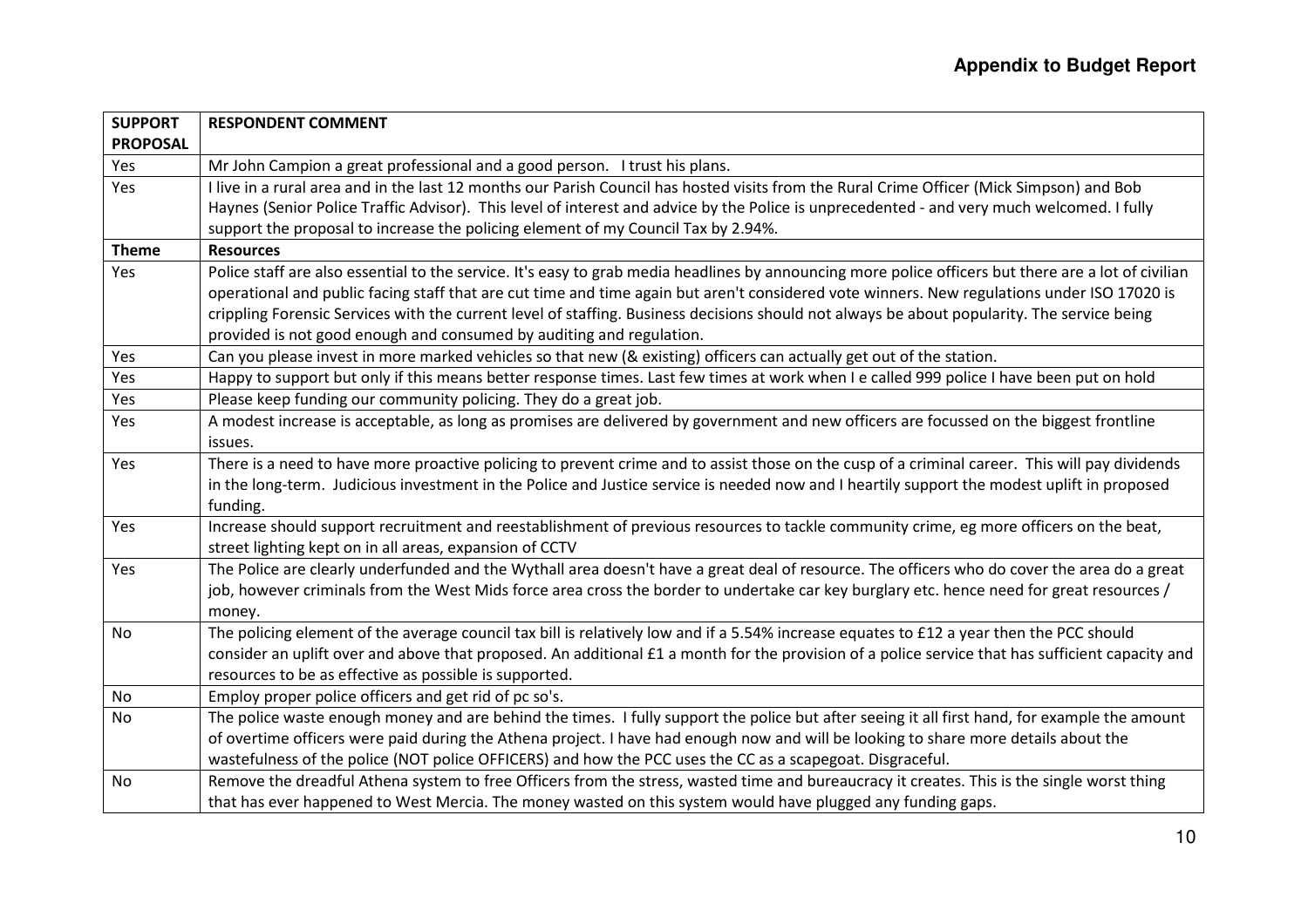| SUPPORT PROPOSAL | RESPONDENT COMMENT |
| --- | --- |
| Yes | Mr John Campion a great professional and a good person. I trust his plans. |
| Yes | I live in a rural area and in the last 12 months our Parish Council has hosted visits from the Rural Crime Officer (Mick Simpson) and Bob Haynes (Senior Police Traffic Advisor). This level of interest and advice by the Police is unprecedented - and very much welcomed. I fully support the proposal to increase the policing element of my Council Tax by 2.94%. |
| **Theme** | **Resources** |
| Yes | Police staff are also essential to the service. It's easy to grab media headlines by announcing more police officers but there are a lot of civilian operational and public facing staff that are cut time and time again but aren't considered vote winners. New regulations under ISO 17020 is crippling Forensic Services with the current level of staffing. Business decisions should not always be about popularity. The service being provided is not good enough and consumed by auditing and regulation. |
| Yes | Can you please invest in more marked vehicles so that new (& existing) officers can actually get out of the station. |
| Yes | Happy to support but only if this means better response times. Last few times at work when I e called 999 police I have been put on hold |
| Yes | Please keep funding our community policing. They do a great job. |
| Yes | A modest increase is acceptable, as long as promises are delivered by government and new officers are focussed on the biggest frontline issues. |
| Yes | There is a need to have more proactive policing to prevent crime and to assist those on the cusp of a criminal career. This will pay dividends in the long-term. Judicious investment in the Police and Justice service is needed now and I heartily support the modest uplift in proposed funding. |
| Yes | Increase should support recruitment and reestablishment of previous resources to tackle community crime, eg more officers on the beat, street lighting kept on in all areas, expansion of CCTV |
| Yes | The Police are clearly underfunded and the Wythall area doesn't have a great deal of resource. The officers who do cover the area do a great job, however criminals from the West Mids force area cross the border to undertake car key burglary etc. hence need for great resources / money. |
| No | The policing element of the average council tax bill is relatively low and if a 5.54% increase equates to £12 a year then the PCC should consider an uplift over and above that proposed. An additional £1 a month for the provision of a police service that has sufficient capacity and resources to be as effective as possible is supported. |
| No | Employ proper police officers and get rid of pc so's. |
| No | The police waste enough money and are behind the times. I fully support the police but after seeing it all first hand, for example the amount of overtime officers were paid during the Athena project. I have had enough now and will be looking to share more details about the wastefulness of the police (NOT police OFFICERS) and how the PCC uses the CC as a scapegoat. Disgraceful. |
| No | Remove the dreadful Athena system to free Officers from the stress, wasted time and bureaucracy it creates. This is the single worst thing that has ever happened to West Mercia. The money wasted on this system would have plugged any funding gaps. |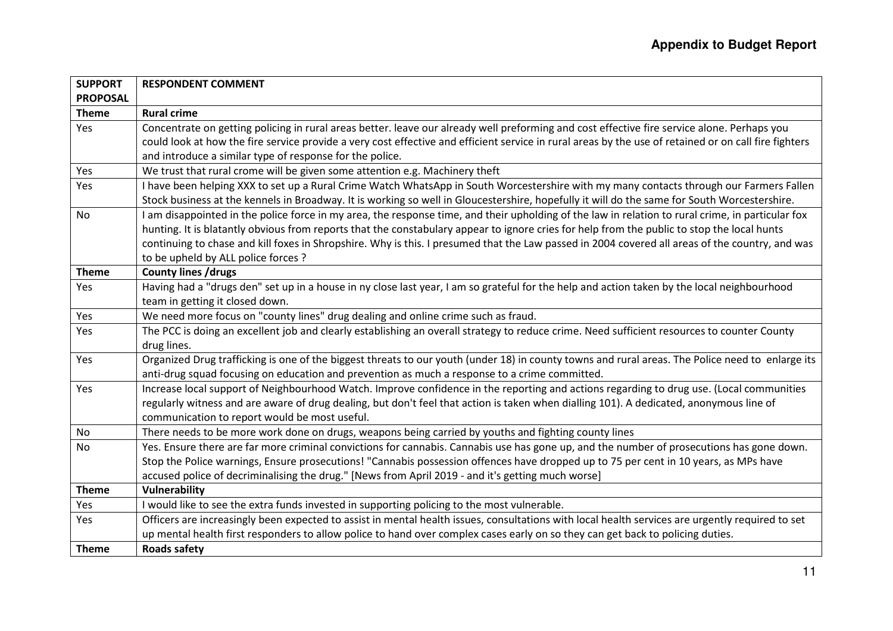| SUPPORT PROPOSAL | RESPONDENT COMMENT |
|---|---|
| **Theme** | **Rural crime** |
| Yes | Concentrate on getting policing in rural areas better. leave our already well preforming and cost effective fire service alone. Perhaps you could look at how the fire service provide a very cost effective and efficient service in rural areas by the use of retained or on call fire fighters and introduce a similar type of response for the police. |
| Yes | We trust that rural crome will be given some attention e.g. Machinery theft |
| Yes | I have been helping XXX to set up a Rural Crime Watch WhatsApp in South Worcestershire with my many contacts through our Farmers Fallen Stock business at the kennels in Broadway. It is working so well in Gloucestershire, hopefully it will do the same for South Worcestershire. |
| No | I am disappointed in the police force in my area, the response time, and their upholding of the law in relation to rural crime, in particular fox hunting. It is blatantly obvious from reports that the constabulary appear to ignore cries for help from the public to stop the local hunts continuing to chase and kill foxes in Shropshire. Why is this. I presumed that the Law passed in 2004 covered all areas of the country, and was to be upheld by ALL police forces ? |
| **Theme** | **County lines /drugs** |
| Yes | Having had a "drugs den" set up in a house in ny close last year, I am so grateful for the help and action taken by the local neighbourhood team in getting it closed down. |
| Yes | We need more focus on "county lines" drug dealing and online crime such as fraud. |
| Yes | The PCC is doing an excellent job and clearly establishing an overall strategy to reduce crime. Need sufficient resources to counter County drug lines. |
| Yes | Organized Drug trafficking is one of the biggest threats to our youth (under 18) in county towns and rural areas. The Police need to enlarge its anti-drug squad focusing on education and prevention as much a response to a crime committed. |
| Yes | Increase local support of Neighbourhood Watch. Improve confidence in the reporting and actions regarding to drug use. (Local communities regularly witness and are aware of drug dealing, but don't feel that action is taken when dialling 101). A dedicated, anonymous line of communication to report would be most useful. |
| No | There needs to be more work done on drugs, weapons being carried by youths and fighting county lines |
| No | Yes. Ensure there are far more criminal convictions for cannabis. Cannabis use has gone up, and the number of prosecutions has gone down. Stop the Police warnings, Ensure prosecutions! "Cannabis possession offences have dropped up to 75 per cent in 10 years, as MPs have accused police of decriminalising the drug." [News from April 2019 - and it's getting much worse] |
| **Theme** | **Vulnerability** |
| Yes | I would like to see the extra funds invested in supporting policing to the most vulnerable. |
| Yes | Officers are increasingly been expected to assist in mental health issues, consultations with local health services are urgently required to set up mental health first responders to allow police to hand over complex cases early on so they can get back to policing duties. |
| **Theme** | **Roads safety** |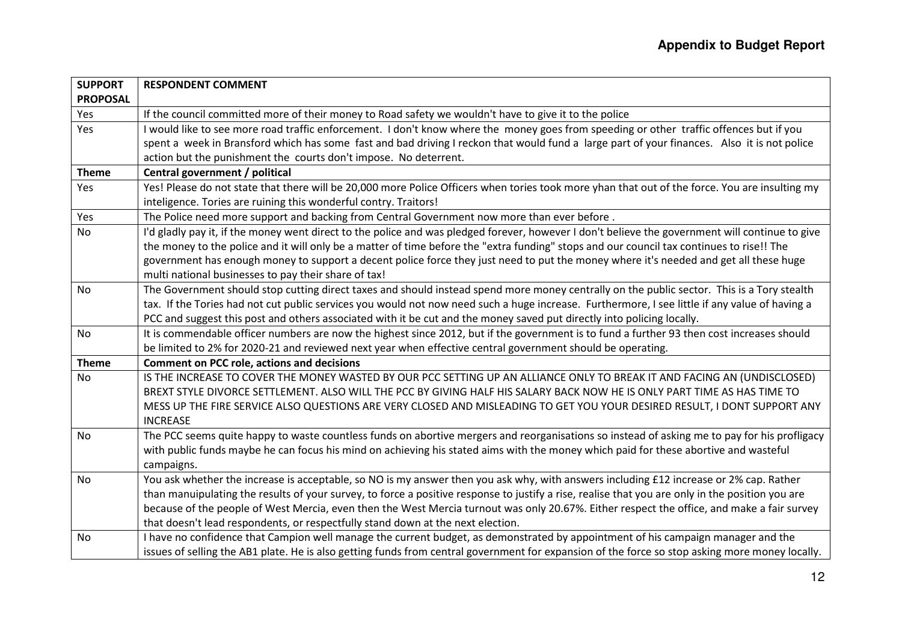| SUPPORT PROPOSAL | RESPONDENT COMMENT |
|---|---|
| Yes | If the council committed more of their money to Road safety we wouldn't have to give it to the police |
| Yes | I would like to see more road traffic enforcement. I don't know where the money goes from speeding or other traffic offences but if you spent a week in Bransford which has some fast and bad driving I reckon that would fund a large part of your finances. Also it is not police action but the punishment the courts don't impose. No deterrent. |
| **Theme** | **Central government / political** |
| Yes | Yes! Please do not state that there will be 20,000 more Police Officers when tories took more yhan that out of the force. You are insulting my inteligence. Tories are ruining this wonderful contry. Traitors! |
| Yes | The Police need more support and backing from Central Government now more than ever before . |
| No | I'd gladly pay it, if the money went direct to the police and was pledged forever, however I don't believe the government will continue to give the money to the police and it will only be a matter of time before the "extra funding" stops and our council tax continues to rise!! The government has enough money to support a decent police force they just need to put the money where it's needed and get all these huge multi national businesses to pay their share of tax! |
| No | The Government should stop cutting direct taxes and should instead spend more money centrally on the public sector. This is a Tory stealth tax. If the Tories had not cut public services you would not now need such a huge increase. Furthermore, I see little if any value of having a PCC and suggest this post and others associated with it be cut and the money saved put directly into policing locally. |
| No | It is commendable officer numbers are now the highest since 2012, but if the government is to fund a further 93 then cost increases should be limited to 2% for 2020-21 and reviewed next year when effective central government should be operating. |
| **Theme** | **Comment on PCC role, actions and decisions** |
| No | IS THE INCREASE TO COVER THE MONEY WASTED BY OUR PCC SETTING UP AN ALLIANCE ONLY TO BREAK IT AND FACING AN (UNDISCLOSED) BREXT STYLE DIVORCE SETTLEMENT. ALSO WILL THE PCC BY GIVING HALF HIS SALARY BACK NOW HE IS ONLY PART TIME AS HAS TIME TO MESS UP THE FIRE SERVICE ALSO QUESTIONS ARE VERY CLOSED AND MISLEADING TO GET YOU YOUR DESIRED RESULT, I DONT SUPPORT ANY INCREASE |
| No | The PCC seems quite happy to waste countless funds on abortive mergers and reorganisations so instead of asking me to pay for his profligacy with public funds maybe he can focus his mind on achieving his stated aims with the money which paid for these abortive and wasteful campaigns. |
| No | You ask whether the increase is acceptable, so NO is my answer then you ask why, with answers including £12 increase or 2% cap. Rather than manuipulating the results of your survey, to force a positive response to justify a rise, realise that you are only in the position you are because of the people of West Mercia, even then the West Mercia turnout was only 20.67%. Either respect the office, and make a fair survey that doesn't lead respondents, or respectfully stand down at the next election. |
| No | I have no confidence that Campion well manage the current budget, as demonstrated by appointment of his campaign manager and the issues of selling the AB1 plate. He is also getting funds from central government for expansion of the force so stop asking more money locally. |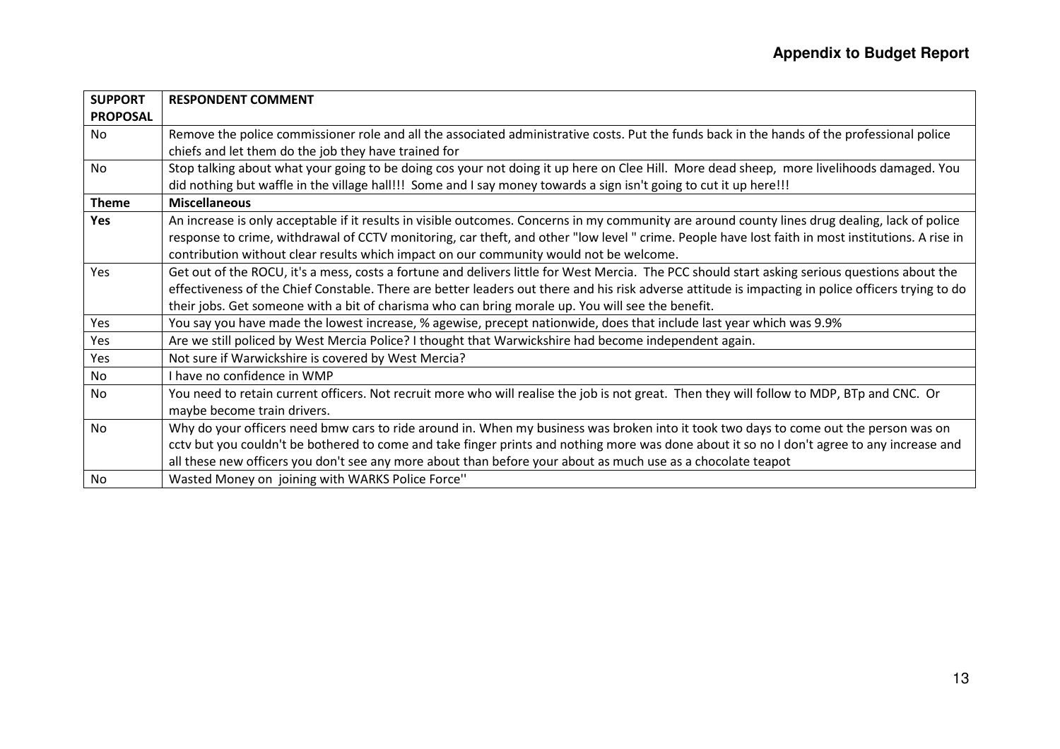| SUPPORT PROPOSAL | RESPONDENT COMMENT |
|---|---|
| No | Remove the police commissioner role and all the associated administrative costs. Put the funds back in the hands of the professional police chiefs and let them do the job they have trained for |
| No | Stop talking about what your going to be doing cos your not doing it up here on Clee Hill. More dead sheep, more livelihoods damaged. You did nothing but waffle in the village hall!!! Some and I say money towards a sign isn't going to cut it up here!!! |
| **Theme** | **Miscellaneous** |
| **Yes** | An increase is only acceptable if it results in visible outcomes. Concerns in my community are around county lines drug dealing, lack of police response to crime, withdrawal of CCTV monitoring, car theft, and other "low level " crime. People have lost faith in most institutions. A rise in contribution without clear results which impact on our community would not be welcome. |
| Yes | Get out of the ROCU, it's a mess, costs a fortune and delivers little for West Mercia. The PCC should start asking serious questions about the effectiveness of the Chief Constable. There are better leaders out there and his risk adverse attitude is impacting in police officers trying to do their jobs. Get someone with a bit of charisma who can bring morale up. You will see the benefit. |
| Yes | You say you have made the lowest increase, % agewise, precept nationwide, does that include last year which was 9.9% |
| Yes | Are we still policed by West Mercia Police? I thought that Warwickshire had become independent again. |
| Yes | Not sure if Warwickshire is covered by West Mercia? |
| No | I have no confidence in WMP |
| No | You need to retain current officers. Not recruit more who will realise the job is not great. Then they will follow to MDP, BTp and CNC. Or maybe become train drivers. |
| No | Why do your officers need bmw cars to ride around in. When my business was broken into it took two days to come out the person was on cctv but you couldn't be bothered to come and take finger prints and nothing more was done about it so no I don't agree to any increase and all these new officers you don't see any more about than before your about as much use as a chocolate teapot |
| No | Wasted Money on joining with WARKS Police Force'' |